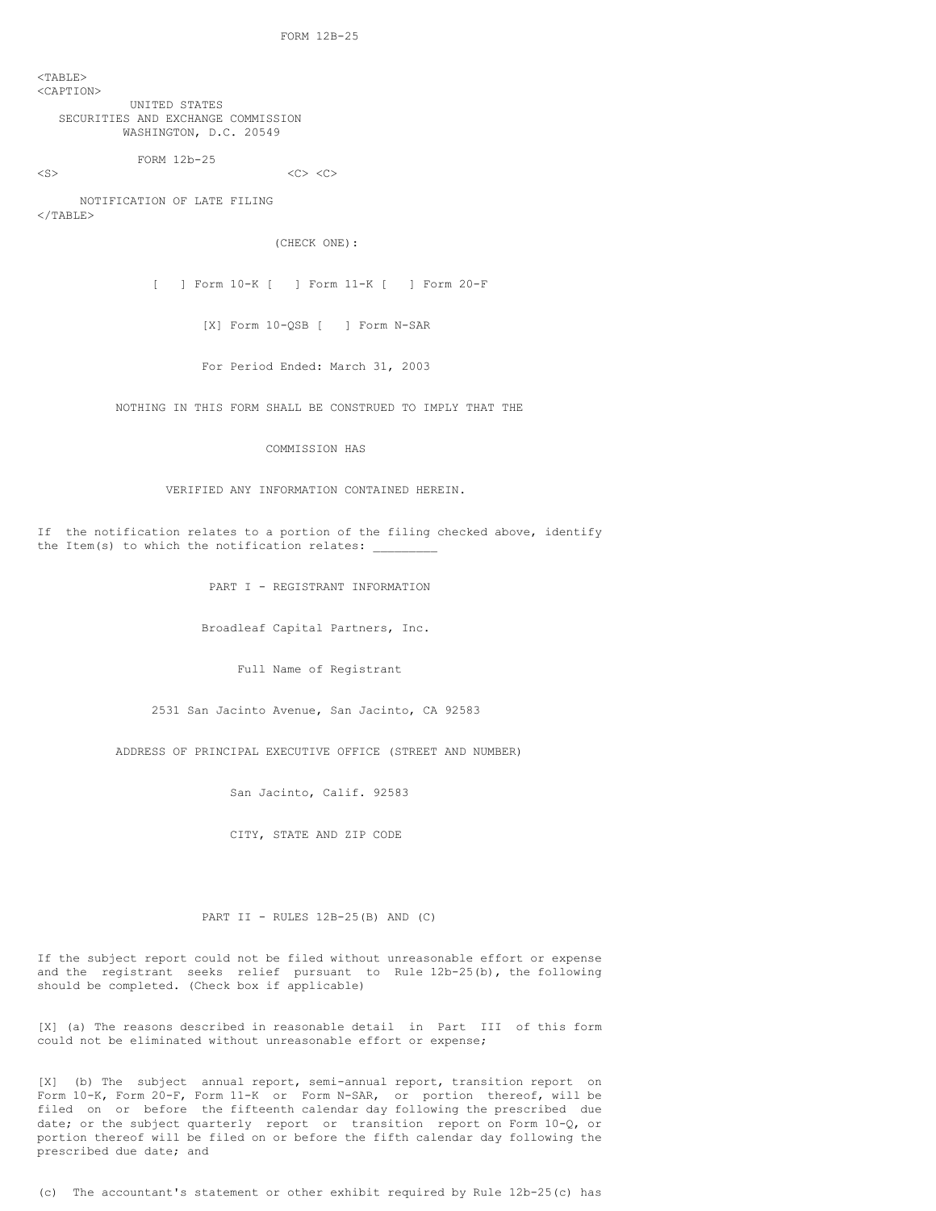FORM 12B-25

<TABLE>
<CAPTION>
UNITED STATES
SECURITIES AND EXCHANGE COMMISSION
WASHINGTON, D.C. 20549

FORM 12b-25
<S> <C> <C>

NOTIFICATION OF LATE FILING
</TABLE>

(CHECK ONE):

[ ] Form 10-K [ ] Form 11-K [ ] Form 20-F

[X] Form 10-QSB [ ] Form N-SAR

For Period Ended: March 31, 2003

NOTHING IN THIS FORM SHALL BE CONSTRUED TO IMPLY THAT THE

COMMISSION HAS

VERIFIED ANY INFORMATION CONTAINED HEREIN.

If the notification relates to a portion of the filing checked above, identify the Item(s) to which the notification relates: _________

## PART I - REGISTRANT INFORMATION

Broadleaf Capital Partners, Inc.

Full Name of Registrant

2531 San Jacinto Avenue, San Jacinto, CA 92583

ADDRESS OF PRINCIPAL EXECUTIVE OFFICE (STREET AND NUMBER)

San Jacinto, Calif. 92583

CITY, STATE AND ZIP CODE

## PART II - RULES 12B-25(B) AND (C)

If the subject report could not be filed without unreasonable effort or expense and the registrant seeks relief pursuant to Rule 12b-25(b), the following should be completed. (Check box if applicable)

[X] (a) The reasons described in reasonable detail in Part III of this form could not be eliminated without unreasonable effort or expense;

[X] (b) The subject annual report, semi-annual report, transition report on Form 10-K, Form 20-F, Form 11-K or Form N-SAR, or portion thereof, will be filed on or before the fifteenth calendar day following the prescribed due date; or the subject quarterly report or transition report on Form 10-Q, or portion thereof will be filed on or before the fifth calendar day following the prescribed due date; and

(c) The accountant's statement or other exhibit required by Rule 12b-25(c) has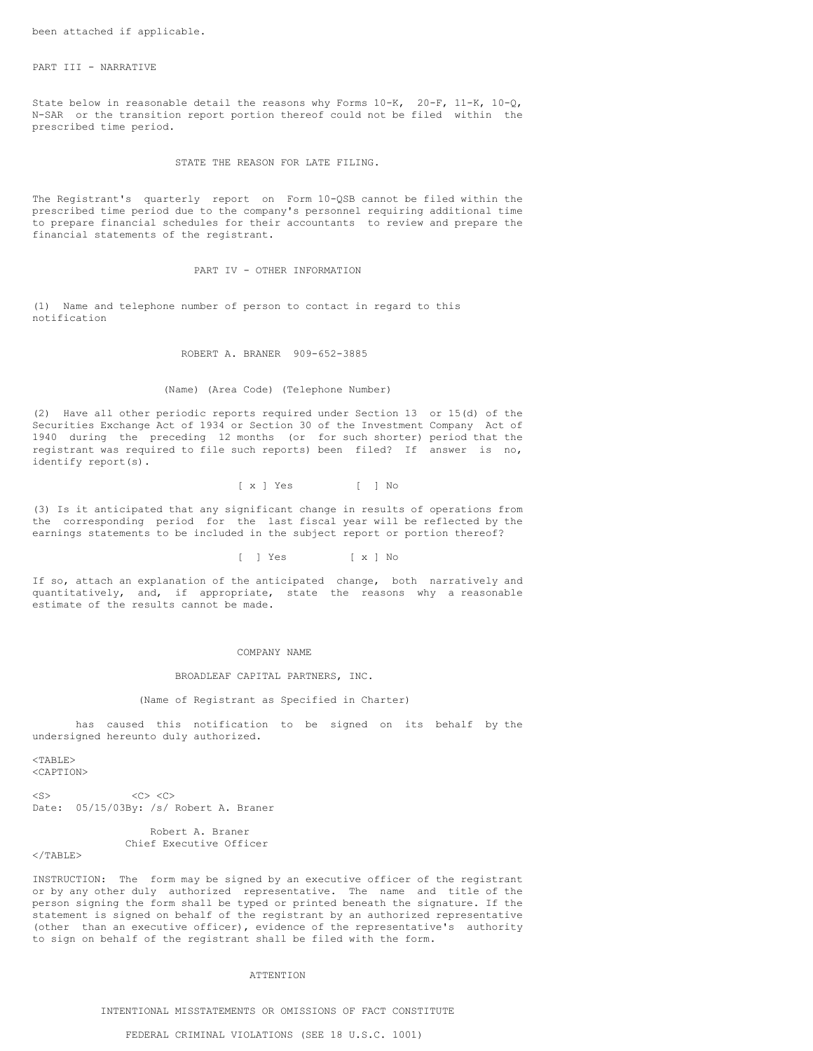been attached if applicable.

PART III - NARRATIVE

State below in reasonable detail the reasons why Forms 10-K, 20-F, 11-K, 10-Q, N-SAR or the transition report portion thereof could not be filed within the prescribed time period.

STATE THE REASON FOR LATE FILING.

The Registrant's quarterly report on Form 10-QSB cannot be filed within the prescribed time period due to the company's personnel requiring additional time to prepare financial schedules for their accountants to review and prepare the financial statements of the registrant.

PART IV - OTHER INFORMATION

(1) Name and telephone number of person to contact in regard to this notification

ROBERT A. BRANER 909-652-3885

(Name) (Area Code) (Telephone Number)

(2) Have all other periodic reports required under Section 13 or 15(d) of the Securities Exchange Act of 1934 or Section 30 of the Investment Company Act of 1940 during the preceding 12 months (or for such shorter) period that the registrant was required to file such reports) been filed? If answer is no, identify report(s).

[ x ] Yes [ ] No

(3) Is it anticipated that any significant change in results of operations from the corresponding period for the last fiscal year will be reflected by the earnings statements to be included in the subject report or portion thereof?

[ ] Yes [ x ] No

If so, attach an explanation of the anticipated change, both narratively and quantitatively, and, if appropriate, state the reasons why a reasonable estimate of the results cannot be made.

COMPANY NAME

BROADLEAF CAPITAL PARTNERS, INC.

(Name of Registrant as Specified in Charter)

has caused this notification to be signed on its behalf by the undersigned hereunto duly authorized.

Date: 05/15/03 By: /s/ Robert A. Braner

Robert A. Braner
Chief Executive Officer

INSTRUCTION: The form may be signed by an executive officer of the registrant or by any other duly authorized representative. The name and title of the person signing the form shall be typed or printed beneath the signature. If the statement is signed on behalf of the registrant by an authorized representative (other than an executive officer), evidence of the representative's authority to sign on behalf of the registrant shall be filed with the form.

ATTENTION

INTENTIONAL MISSTATEMENTS OR OMISSIONS OF FACT CONSTITUTE

FEDERAL CRIMINAL VIOLATIONS (SEE 18 U.S.C. 1001)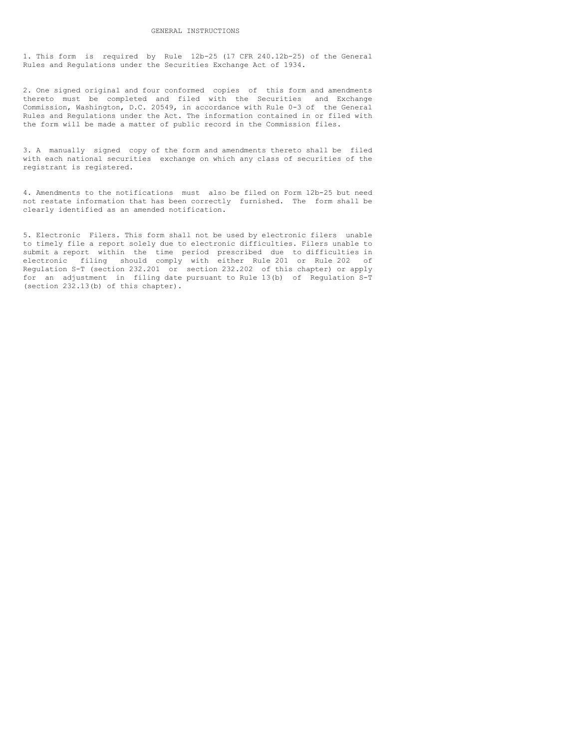## GENERAL INSTRUCTIONS

1. This form is required by Rule 12b-25 (17 CFR 240.12b-25) of the General Rules and Regulations under the Securities Exchange Act of 1934.

2. One signed original and four conformed copies of this form and amendments thereto must be completed and filed with the Securities and Exchange Commission, Washington, D.C. 20549, in accordance with Rule 0-3 of the General Rules and Regulations under the Act. The information contained in or filed with the form will be made a matter of public record in the Commission files.

3. A manually signed copy of the form and amendments thereto shall be filed with each national securities exchange on which any class of securities of the registrant is registered.

4. Amendments to the notifications must also be filed on Form 12b-25 but need not restate information that has been correctly furnished. The form shall be clearly identified as an amended notification.

5. Electronic Filers. This form shall not be used by electronic filers unable to timely file a report solely due to electronic difficulties. Filers unable to submit a report within the time period prescribed due to difficulties in electronic filing should comply with either Rule 201 or Rule 202 of Regulation S-T (section 232.201 or section 232.202 of this chapter) or apply for an adjustment in filing date pursuant to Rule 13(b) of Regulation S-T (section 232.13(b) of this chapter).